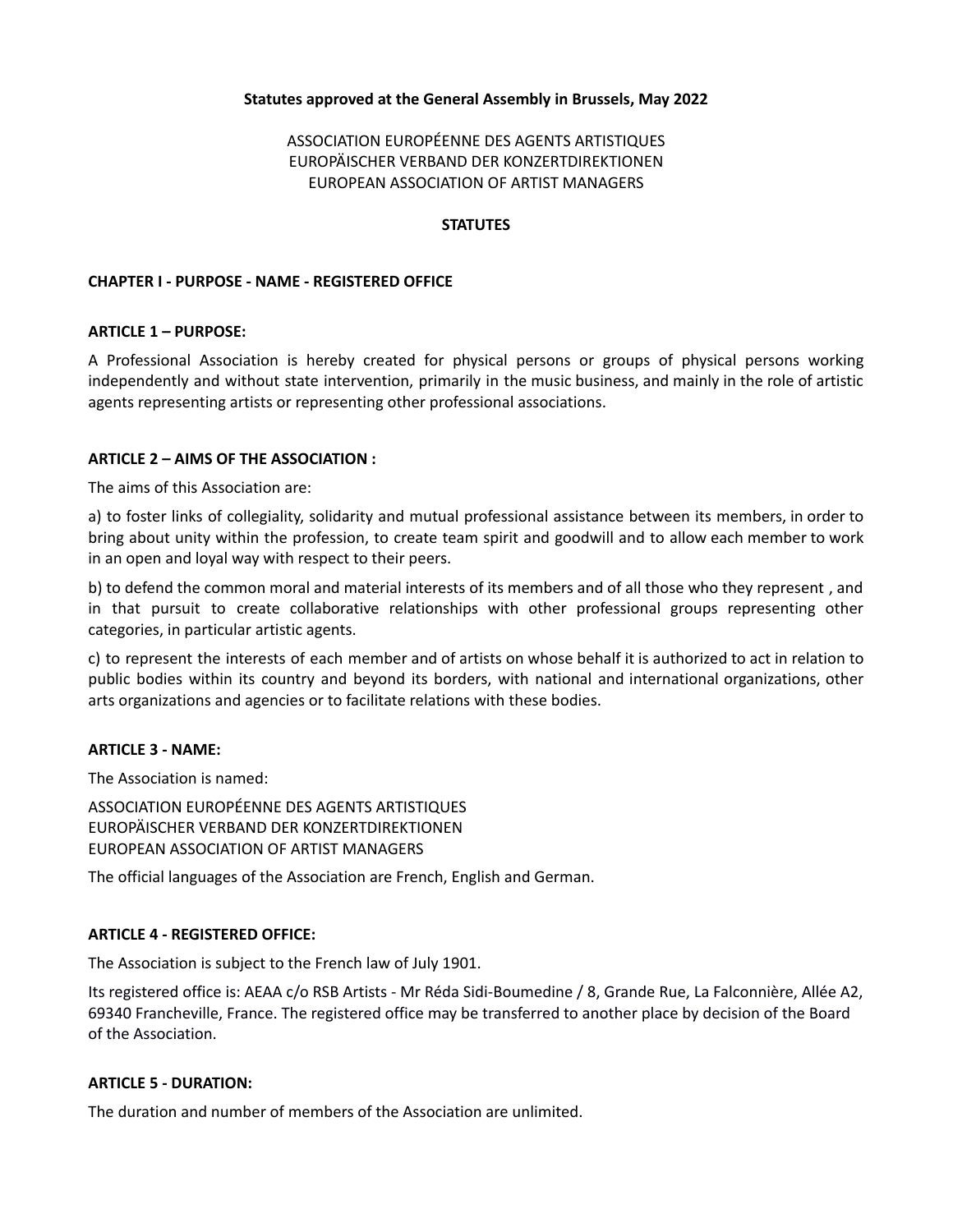**Statutes approved at the General Assembly in Brussels, May 2022**

ASSOCIATION EUROPÉENNE DES AGENTS ARTISTIQUES
EUROPÄISCHER VERBAND DER KONZERTDIREKTIONEN
EUROPEAN ASSOCIATION OF ARTIST MANAGERS

# STATUTES

## CHAPTER I - PURPOSE - NAME - REGISTERED OFFICE

### ARTICLE 1 – PURPOSE:

A Professional Association is hereby created for physical persons or groups of physical persons working independently and without state intervention, primarily in the music business, and mainly in the role of artistic agents representing artists or representing other professional associations.

### ARTICLE 2 – AIMS OF THE ASSOCIATION :

The aims of this Association are:

a) to foster links of collegiality, solidarity and mutual professional assistance between its members, in order to bring about unity within the profession, to create team spirit and goodwill and to allow each member to work in an open and loyal way with respect to their peers.

b) to defend the common moral and material interests of its members and of all those who they represent , and in that pursuit to create collaborative relationships with other professional groups representing other categories, in particular artistic agents.

c) to represent the interests of each member and of artists on whose behalf it is authorized to act in relation to public bodies within its country and beyond its borders, with national and international organizations, other arts organizations and agencies or to facilitate relations with these bodies.

### ARTICLE 3 - NAME:

The Association is named:

ASSOCIATION EUROPÉENNE DES AGENTS ARTISTIQUES
EUROPÄISCHER VERBAND DER KONZERTDIREKTIONEN
EUROPEAN ASSOCIATION OF ARTIST MANAGERS

The official languages of the Association are French, English and German.

### ARTICLE 4 - REGISTERED OFFICE:

The Association is subject to the French law of July 1901.

Its registered office is: AEAA c/o RSB Artists - Mr Réda Sidi-Boumedine / 8, Grande Rue, La Falconnière, Allée A2, 69340 Francheville, France. The registered office may be transferred to another place by decision of the Board of the Association.

### ARTICLE 5 - DURATION:

The duration and number of members of the Association are unlimited.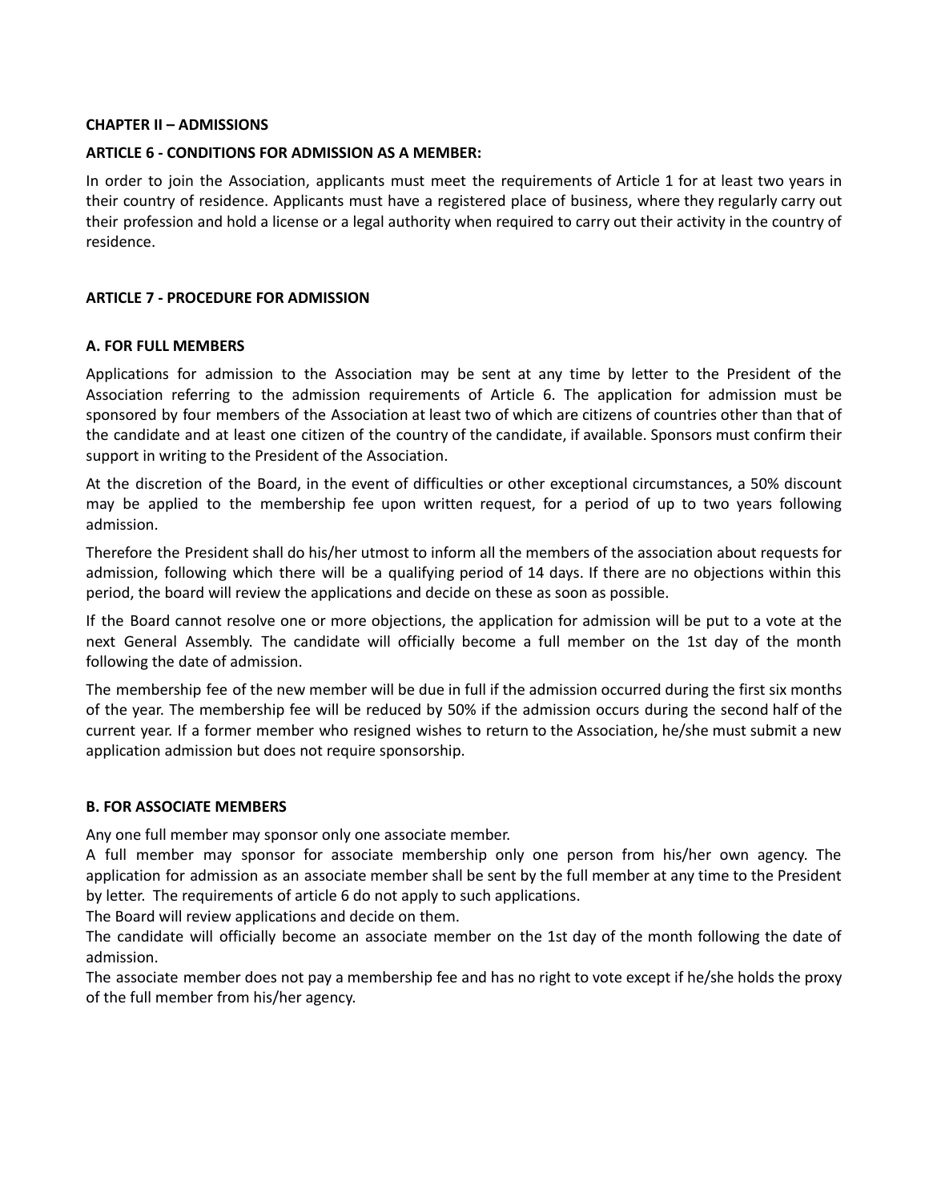**CHAPTER II – ADMISSIONS**

**ARTICLE 6 - CONDITIONS FOR ADMISSION AS A MEMBER:**

In order to join the Association, applicants must meet the requirements of Article 1 for at least two years in their country of residence. Applicants must have a registered place of business, where they regularly carry out their profession and hold a license or a legal authority when required to carry out their activity in the country of residence.

**ARTICLE 7 - PROCEDURE FOR ADMISSION**

**A. FOR FULL MEMBERS**

Applications for admission to the Association may be sent at any time by letter to the President of the Association referring to the admission requirements of Article 6. The application for admission must be sponsored by four members of the Association at least two of which are citizens of countries other than that of the candidate and at least one citizen of the country of the candidate, if available. Sponsors must confirm their support in writing to the President of the Association.

At the discretion of the Board, in the event of difficulties or other exceptional circumstances, a 50% discount may be applied to the membership fee upon written request, for a period of up to two years following admission.

Therefore the President shall do his/her utmost to inform all the members of the association about requests for admission, following which there will be a qualifying period of 14 days. If there are no objections within this period, the board will review the applications and decide on these as soon as possible.

If the Board cannot resolve one or more objections, the application for admission will be put to a vote at the next General Assembly. The candidate will officially become a full member on the 1st day of the month following the date of admission.

The membership fee of the new member will be due in full if the admission occurred during the first six months of the year. The membership fee will be reduced by 50% if the admission occurs during the second half of the current year. If a former member who resigned wishes to return to the Association, he/she must submit a new application admission but does not require sponsorship.

**B. FOR ASSOCIATE MEMBERS**

Any one full member may sponsor only one associate member.

A full member may sponsor for associate membership only one person from his/her own agency. The application for admission as an associate member shall be sent by the full member at any time to the President by letter. The requirements of article 6 do not apply to such applications.

The Board will review applications and decide on them.

The candidate will officially become an associate member on the 1st day of the month following the date of admission.

The associate member does not pay a membership fee and has no right to vote except if he/she holds the proxy of the full member from his/her agency.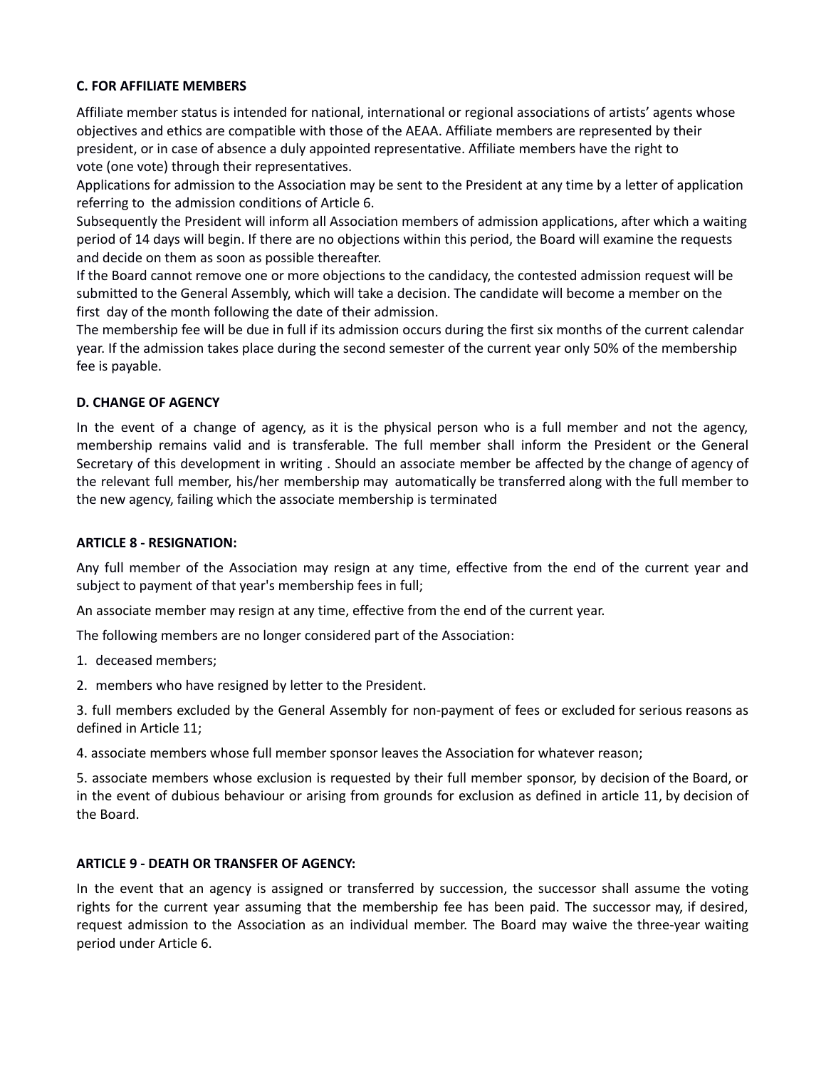**C. FOR AFFILIATE MEMBERS**

Affiliate member status is intended for national, international or regional associations of artists' agents whose objectives and ethics are compatible with those of the AEAA. Affiliate members are represented by their president, or in case of absence a duly appointed representative. Affiliate members have the right to vote (one vote) through their representatives.

Applications for admission to the Association may be sent to the President at any time by a letter of application referring to the admission conditions of Article 6.

Subsequently the President will inform all Association members of admission applications, after which a waiting period of 14 days will begin. If there are no objections within this period, the Board will examine the requests and decide on them as soon as possible thereafter.

If the Board cannot remove one or more objections to the candidacy, the contested admission request will be submitted to the General Assembly, which will take a decision. The candidate will become a member on the first day of the month following the date of their admission.

The membership fee will be due in full if its admission occurs during the first six months of the current calendar year. If the admission takes place during the second semester of the current year only 50% of the membership fee is payable.

**D. CHANGE OF AGENCY**

In the event of a change of agency, as it is the physical person who is a full member and not the agency, membership remains valid and is transferable. The full member shall inform the President or the General Secretary of this development in writing . Should an associate member be affected by the change of agency of the relevant full member, his/her membership may automatically be transferred along with the full member to the new agency, failing which the associate membership is terminated

**ARTICLE 8 - RESIGNATION:**

Any full member of the Association may resign at any time, effective from the end of the current year and subject to payment of that year's membership fees in full;

An associate member may resign at any time, effective from the end of the current year.

The following members are no longer considered part of the Association:

1. deceased members;
2. members who have resigned by letter to the President.
3. full members excluded by the General Assembly for non-payment of fees or excluded for serious reasons as defined in Article 11;
4. associate members whose full member sponsor leaves the Association for whatever reason;
5. associate members whose exclusion is requested by their full member sponsor, by decision of the Board, or in the event of dubious behaviour or arising from grounds for exclusion as defined in article 11, by decision of the Board.

**ARTICLE 9 - DEATH OR TRANSFER OF AGENCY:**

In the event that an agency is assigned or transferred by succession, the successor shall assume the voting rights for the current year assuming that the membership fee has been paid. The successor may, if desired, request admission to the Association as an individual member. The Board may waive the three-year waiting period under Article 6.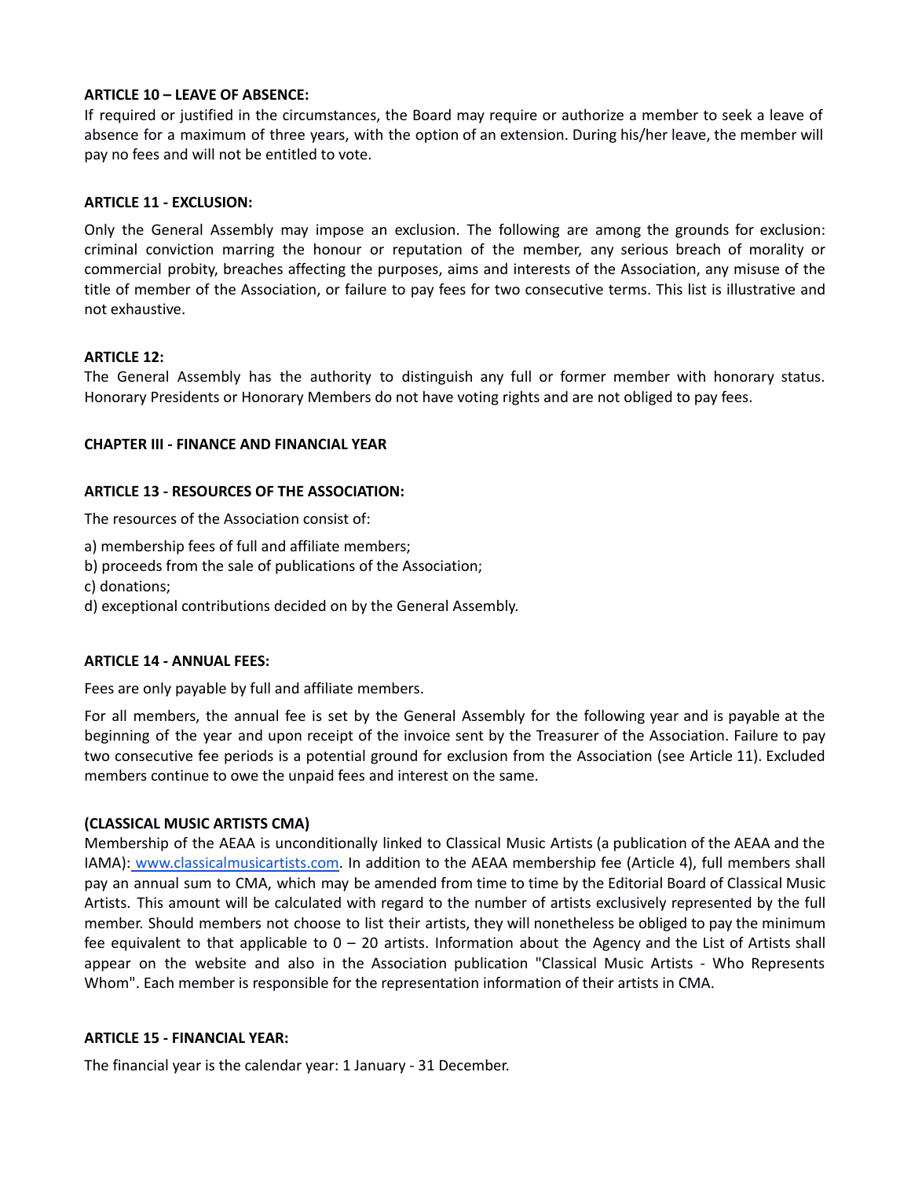**ARTICLE 10 – LEAVE OF ABSENCE:**

If required or justified in the circumstances, the Board may require or authorize a member to seek a leave of absence for a maximum of three years, with the option of an extension. During his/her leave, the member will pay no fees and will not be entitled to vote.

**ARTICLE 11 - EXCLUSION:**

Only the General Assembly may impose an exclusion. The following are among the grounds for exclusion: criminal conviction marring the honour or reputation of the member, any serious breach of morality or commercial probity, breaches affecting the purposes, aims and interests of the Association, any misuse of the title of member of the Association, or failure to pay fees for two consecutive terms. This list is illustrative and not exhaustive.

**ARTICLE 12:**

The General Assembly has the authority to distinguish any full or former member with honorary status. Honorary Presidents or Honorary Members do not have voting rights and are not obliged to pay fees.

**CHAPTER III - FINANCE AND FINANCIAL YEAR**

**ARTICLE 13 - RESOURCES OF THE ASSOCIATION:**

The resources of the Association consist of:

a) membership fees of full and affiliate members;

b) proceeds from the sale of publications of the Association;

c) donations;

d) exceptional contributions decided on by the General Assembly.

**ARTICLE 14 - ANNUAL FEES:**

Fees are only payable by full and affiliate members.

For all members, the annual fee is set by the General Assembly for the following year and is payable at the beginning of the year and upon receipt of the invoice sent by the Treasurer of the Association. Failure to pay two consecutive fee periods is a potential ground for exclusion from the Association (see Article 11). Excluded members continue to owe the unpaid fees and interest on the same.

**(CLASSICAL MUSIC ARTISTS CMA)**

Membership of the AEAA is unconditionally linked to Classical Music Artists (a publication of the AEAA and the IAMA): [www.classicalmusicartists.com](http://www.classicalmusicartists.com). In addition to the AEAA membership fee (Article 4), full members shall pay an annual sum to CMA, which may be amended from time to time by the Editorial Board of Classical Music Artists. This amount will be calculated with regard to the number of artists exclusively represented by the full member. Should members not choose to list their artists, they will nonetheless be obliged to pay the minimum fee equivalent to that applicable to 0 – 20 artists. Information about the Agency and the List of Artists shall appear on the website and also in the Association publication "Classical Music Artists - Who Represents Whom". Each member is responsible for the representation information of their artists in CMA.

**ARTICLE 15 - FINANCIAL YEAR:**

The financial year is the calendar year: 1 January - 31 December.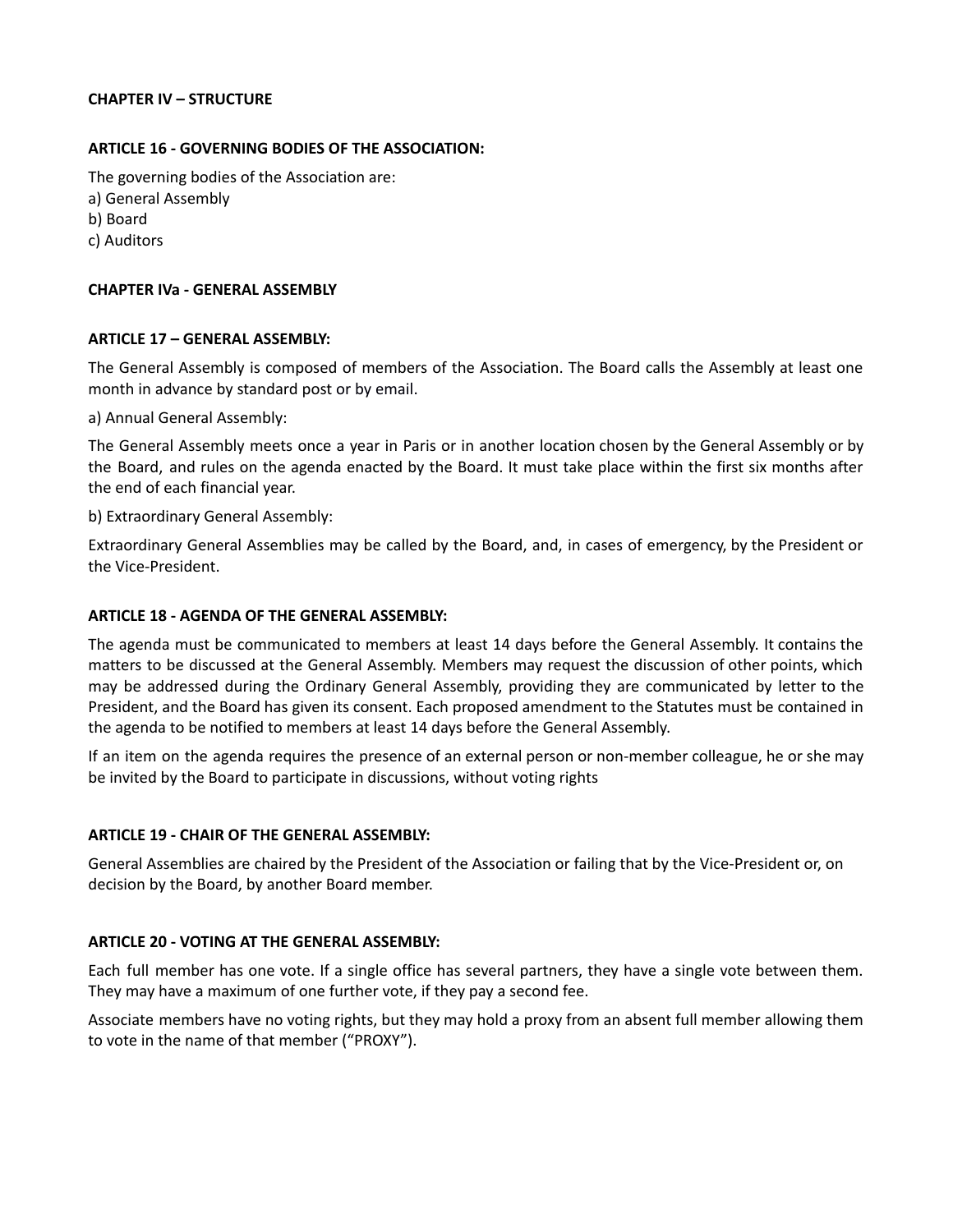## CHAPTER IV – STRUCTURE

### ARTICLE 16 - GOVERNING BODIES OF THE ASSOCIATION:

The governing bodies of the Association are:

a) General Assembly
b) Board
c) Auditors

## CHAPTER IVa - GENERAL ASSEMBLY

### ARTICLE 17 – GENERAL ASSEMBLY:

The General Assembly is composed of members of the Association. The Board calls the Assembly at least one month in advance by standard post or by email.

a) Annual General Assembly:

The General Assembly meets once a year in Paris or in another location chosen by the General Assembly or by the Board, and rules on the agenda enacted by the Board. It must take place within the first six months after the end of each financial year.

b) Extraordinary General Assembly:

Extraordinary General Assemblies may be called by the Board, and, in cases of emergency, by the President or the Vice-President.

### ARTICLE 18 - AGENDA OF THE GENERAL ASSEMBLY:

The agenda must be communicated to members at least 14 days before the General Assembly. It contains the matters to be discussed at the General Assembly. Members may request the discussion of other points, which may be addressed during the Ordinary General Assembly, providing they are communicated by letter to the President, and the Board has given its consent. Each proposed amendment to the Statutes must be contained in the agenda to be notified to members at least 14 days before the General Assembly.

If an item on the agenda requires the presence of an external person or non-member colleague, he or she may be invited by the Board to participate in discussions, without voting rights

### ARTICLE 19 - CHAIR OF THE GENERAL ASSEMBLY:

General Assemblies are chaired by the President of the Association or failing that by the Vice-President or, on decision by the Board, by another Board member.

### ARTICLE 20 - VOTING AT THE GENERAL ASSEMBLY:

Each full member has one vote. If a single office has several partners, they have a single vote between them. They may have a maximum of one further vote, if they pay a second fee.

Associate members have no voting rights, but they may hold a proxy from an absent full member allowing them to vote in the name of that member ("PROXY").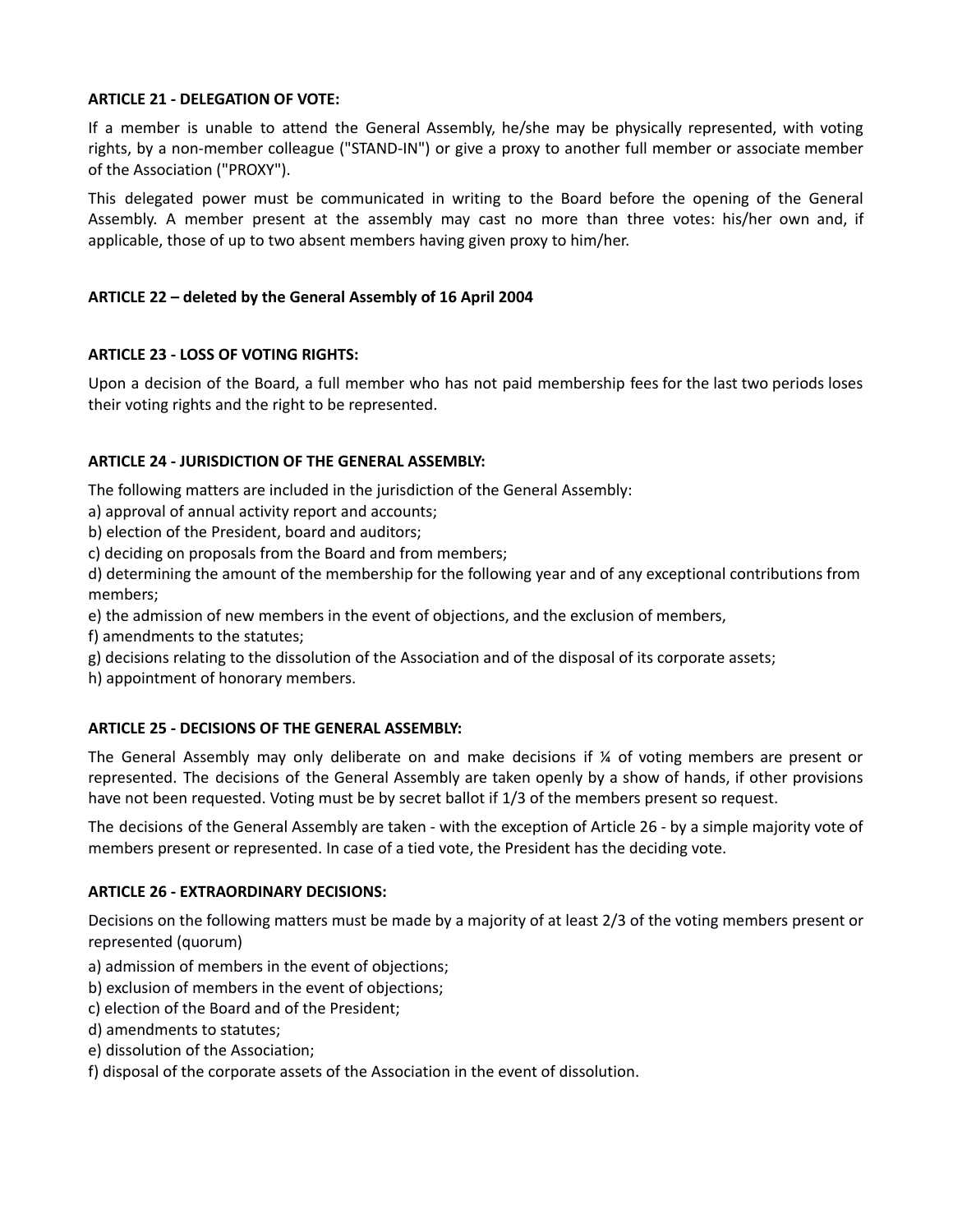**ARTICLE 21 - DELEGATION OF VOTE:**

If a member is unable to attend the General Assembly, he/she may be physically represented, with voting rights, by a non-member colleague ("STAND-IN") or give a proxy to another full member or associate member of the Association ("PROXY").

This delegated power must be communicated in writing to the Board before the opening of the General Assembly. A member present at the assembly may cast no more than three votes: his/her own and, if applicable, those of up to two absent members having given proxy to him/her.

**ARTICLE 22 – deleted by the General Assembly of 16 April 2004**

**ARTICLE 23 - LOSS OF VOTING RIGHTS:**

Upon a decision of the Board, a full member who has not paid membership fees for the last two periods loses their voting rights and the right to be represented.

**ARTICLE 24 - JURISDICTION OF THE GENERAL ASSEMBLY:**

The following matters are included in the jurisdiction of the General Assembly:

a) approval of annual activity report and accounts;
b) election of the President, board and auditors;
c) deciding on proposals from the Board and from members;
d) determining the amount of the membership for the following year and of any exceptional contributions from members;
e) the admission of new members in the event of objections, and the exclusion of members,
f) amendments to the statutes;
g) decisions relating to the dissolution of the Association and of the disposal of its corporate assets;
h) appointment of honorary members.

**ARTICLE 25 - DECISIONS OF THE GENERAL ASSEMBLY:**

The General Assembly may only deliberate on and make decisions if ¼ of voting members are present or represented. The decisions of the General Assembly are taken openly by a show of hands, if other provisions have not been requested. Voting must be by secret ballot if 1/3 of the members present so request.

The decisions of the General Assembly are taken - with the exception of Article 26 - by a simple majority vote of members present or represented. In case of a tied vote, the President has the deciding vote.

**ARTICLE 26 - EXTRAORDINARY DECISIONS:**

Decisions on the following matters must be made by a majority of at least 2/3 of the voting members present or represented (quorum)

a) admission of members in the event of objections;
b) exclusion of members in the event of objections;
c) election of the Board and of the President;
d) amendments to statutes;
e) dissolution of the Association;
f) disposal of the corporate assets of the Association in the event of dissolution.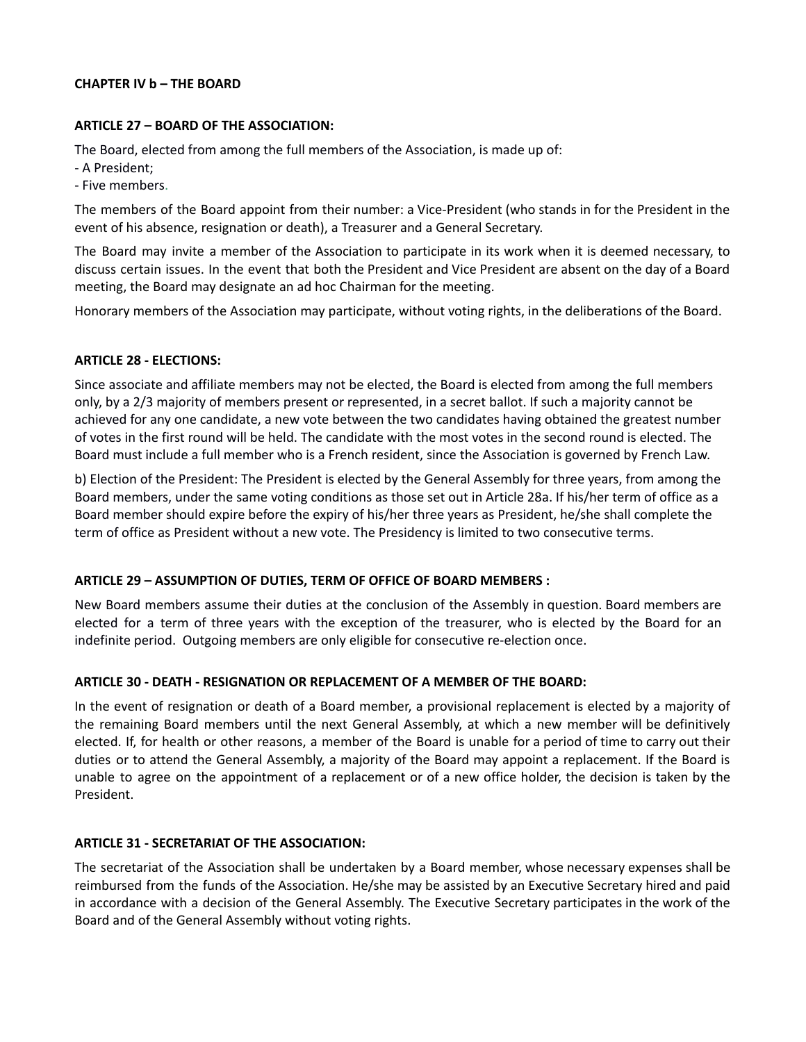## CHAPTER IV b – THE BOARD

### ARTICLE 27 – BOARD OF THE ASSOCIATION:

The Board, elected from among the full members of the Association, is made up of:

- A President;
- Five members.

The members of the Board appoint from their number: a Vice-President (who stands in for the President in the event of his absence, resignation or death), a Treasurer and a General Secretary.

The Board may invite a member of the Association to participate in its work when it is deemed necessary, to discuss certain issues. In the event that both the President and Vice President are absent on the day of a Board meeting, the Board may designate an ad hoc Chairman for the meeting.

Honorary members of the Association may participate, without voting rights, in the deliberations of the Board.

### ARTICLE 28 - ELECTIONS:

Since associate and affiliate members may not be elected, the Board is elected from among the full members only, by a 2/3 majority of members present or represented, in a secret ballot. If such a majority cannot be achieved for any one candidate, a new vote between the two candidates having obtained the greatest number of votes in the first round will be held. The candidate with the most votes in the second round is elected. The Board must include a full member who is a French resident, since the Association is governed by French Law.

b) Election of the President: The President is elected by the General Assembly for three years, from among the Board members, under the same voting conditions as those set out in Article 28a. If his/her term of office as a Board member should expire before the expiry of his/her three years as President, he/she shall complete the term of office as President without a new vote. The Presidency is limited to two consecutive terms.

### ARTICLE 29 – ASSUMPTION OF DUTIES, TERM OF OFFICE OF BOARD MEMBERS :

New Board members assume their duties at the conclusion of the Assembly in question. Board members are elected for a term of three years with the exception of the treasurer, who is elected by the Board for an indefinite period. Outgoing members are only eligible for consecutive re-election once.

### ARTICLE 30 - DEATH - RESIGNATION OR REPLACEMENT OF A MEMBER OF THE BOARD:

In the event of resignation or death of a Board member, a provisional replacement is elected by a majority of the remaining Board members until the next General Assembly, at which a new member will be definitively elected. If, for health or other reasons, a member of the Board is unable for a period of time to carry out their duties or to attend the General Assembly, a majority of the Board may appoint a replacement. If the Board is unable to agree on the appointment of a replacement or of a new office holder, the decision is taken by the President.

### ARTICLE 31 - SECRETARIAT OF THE ASSOCIATION:

The secretariat of the Association shall be undertaken by a Board member, whose necessary expenses shall be reimbursed from the funds of the Association. He/she may be assisted by an Executive Secretary hired and paid in accordance with a decision of the General Assembly. The Executive Secretary participates in the work of the Board and of the General Assembly without voting rights.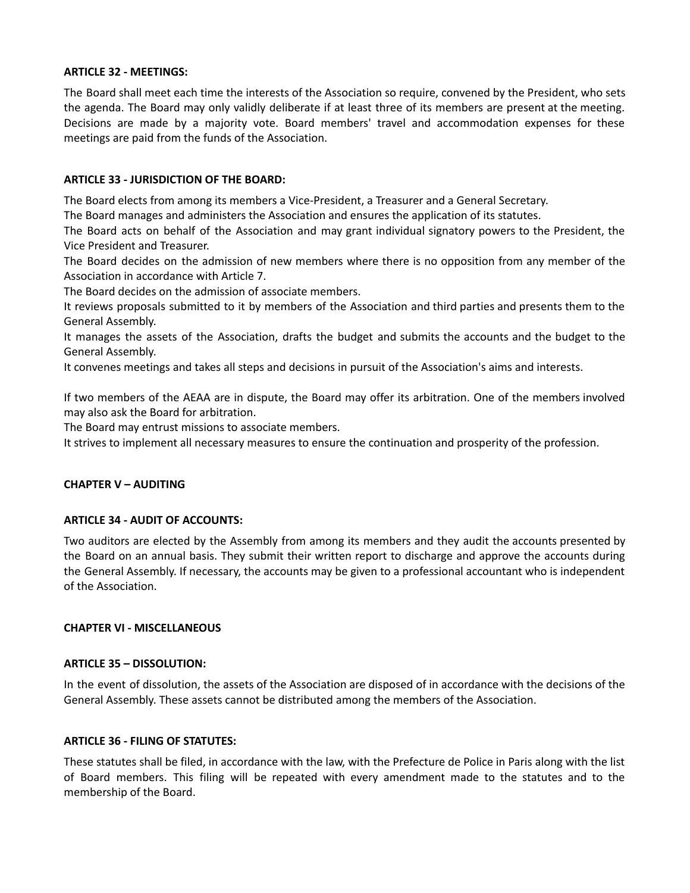**ARTICLE 32 - MEETINGS:**

The Board shall meet each time the interests of the Association so require, convened by the President, who sets the agenda. The Board may only validly deliberate if at least three of its members are present at the meeting. Decisions are made by a majority vote. Board members' travel and accommodation expenses for these meetings are paid from the funds of the Association.

**ARTICLE 33 - JURISDICTION OF THE BOARD:**

The Board elects from among its members a Vice-President, a Treasurer and a General Secretary.
The Board manages and administers the Association and ensures the application of its statutes.
The Board acts on behalf of the Association and may grant individual signatory powers to the President, the Vice President and Treasurer.
The Board decides on the admission of new members where there is no opposition from any member of the Association in accordance with Article 7.
The Board decides on the admission of associate members.
It reviews proposals submitted to it by members of the Association and third parties and presents them to the General Assembly.
It manages the assets of the Association, drafts the budget and submits the accounts and the budget to the General Assembly.
It convenes meetings and takes all steps and decisions in pursuit of the Association's aims and interests.

If two members of the AEAA are in dispute, the Board may offer its arbitration. One of the members involved may also ask the Board for arbitration.
The Board may entrust missions to associate members.
It strives to implement all necessary measures to ensure the continuation and prosperity of the profession.

**CHAPTER V – AUDITING**

**ARTICLE 34 - AUDIT OF ACCOUNTS:**

Two auditors are elected by the Assembly from among its members and they audit the accounts presented by the Board on an annual basis. They submit their written report to discharge and approve the accounts during the General Assembly. If necessary, the accounts may be given to a professional accountant who is independent of the Association.

**CHAPTER VI - MISCELLANEOUS**

**ARTICLE 35 – DISSOLUTION:**

In the event of dissolution, the assets of the Association are disposed of in accordance with the decisions of the General Assembly. These assets cannot be distributed among the members of the Association.

**ARTICLE 36 - FILING OF STATUTES:**

These statutes shall be filed, in accordance with the law, with the Prefecture de Police in Paris along with the list of Board members. This filing will be repeated with every amendment made to the statutes and to the membership of the Board.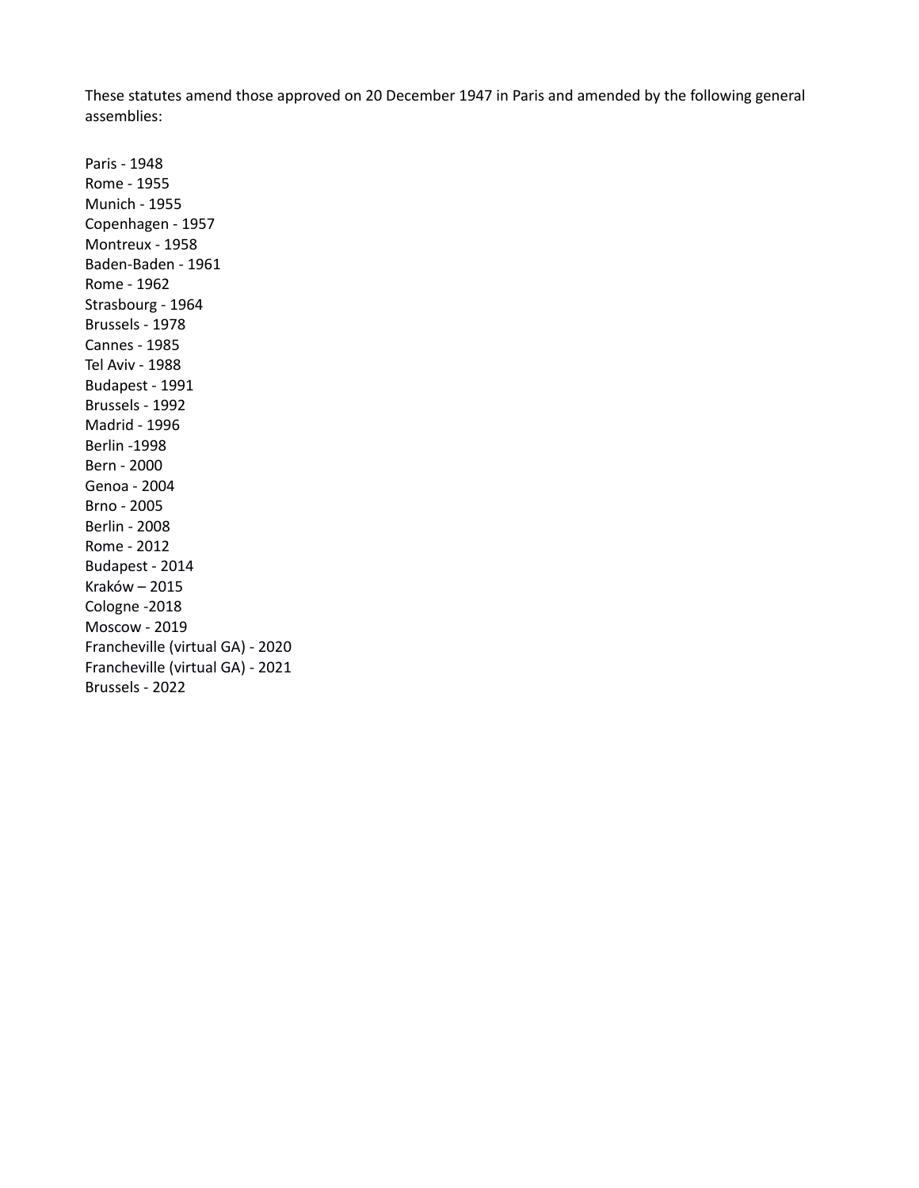These statutes amend those approved on 20 December 1947 in Paris and amended by the following general assemblies:

Paris - 1948
Rome - 1955
Munich - 1955
Copenhagen - 1957
Montreux - 1958
Baden-Baden - 1961
Rome - 1962
Strasbourg - 1964
Brussels - 1978
Cannes - 1985
Tel Aviv - 1988
Budapest - 1991
Brussels - 1992
Madrid - 1996
Berlin -1998
Bern - 2000
Genoa - 2004
Brno - 2005
Berlin - 2008
Rome - 2012
Budapest - 2014
Kraków – 2015
Cologne -2018
Moscow - 2019
Francheville (virtual GA) - 2020
Francheville (virtual GA) - 2021
Brussels - 2022